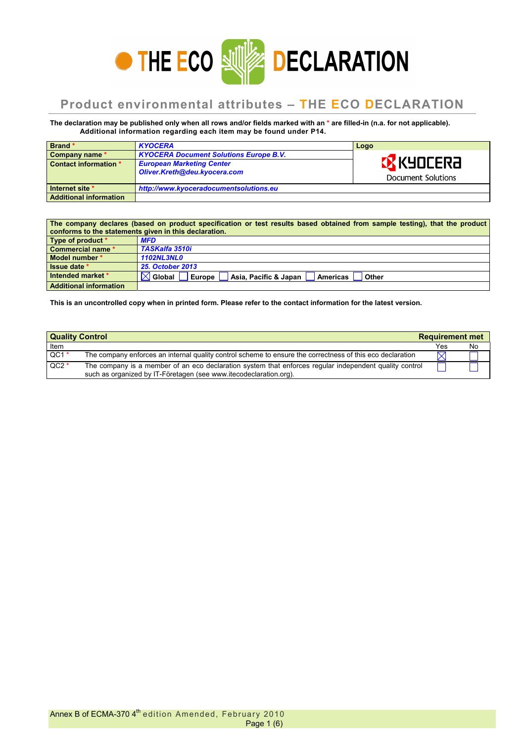# THE ECO DECLARATION

## Product environmental attributes – THE ECO DECLARATION

**The declaration may be published only when all rows and/or fields marked with an * are filled-in (n.a. for not applicable). Additional information regarding each item may be found under P14.**

| **Brand** * | ***KYOCERA*** | **Logo** |
|---|---|---|
| **Company name** * | ***KYOCERA Document Solutions Europe B.V.*** | KYOCERA Document Solutions |
| **Contact information** * | ***European Marketing Center*** ***Oliver.Kreth@deu.kyocera.com*** | |
| **Internet site** * | ***http://www.kyoceradocumentsolutions.eu*** | |
| **Additional information** | | |

| **The company declares (based on product specification or test results based obtained from sample testing), that the product conforms to the statements given in this declaration.** | |
|---|---|
| **Type of product** * | ***MFD*** |
| **Commercial name** * | ***TASKalfa 3510i*** |
| **Model number** * | ***1102NL3NL0*** |
| **Issue date** * | ***25. October 2013*** |
| **Intended market** * | ☒ Global ☐ Europe ☐ Asia, Pacific & Japan ☐ Americas ☐ Other |
| **Additional information** | |

**This is an uncontrolled copy when in printed form. Please refer to the contact information for the latest version.**

| **Quality Control** | | **Requirement met** | |
|---|---|---|---|
| Item | | Yes | No |
| QC1 * | The company enforces an internal quality control scheme to ensure the correctness of this eco declaration | ☒ | ☐ |
| QC2 * | The company is a member of an eco declaration system that enforces regular independent quality control such as organized by IT-Företagen (see www.itecodeclaration.org). | ☐ | ☐ |

Annex B of ECMA-370 4th edition Amended, February 2010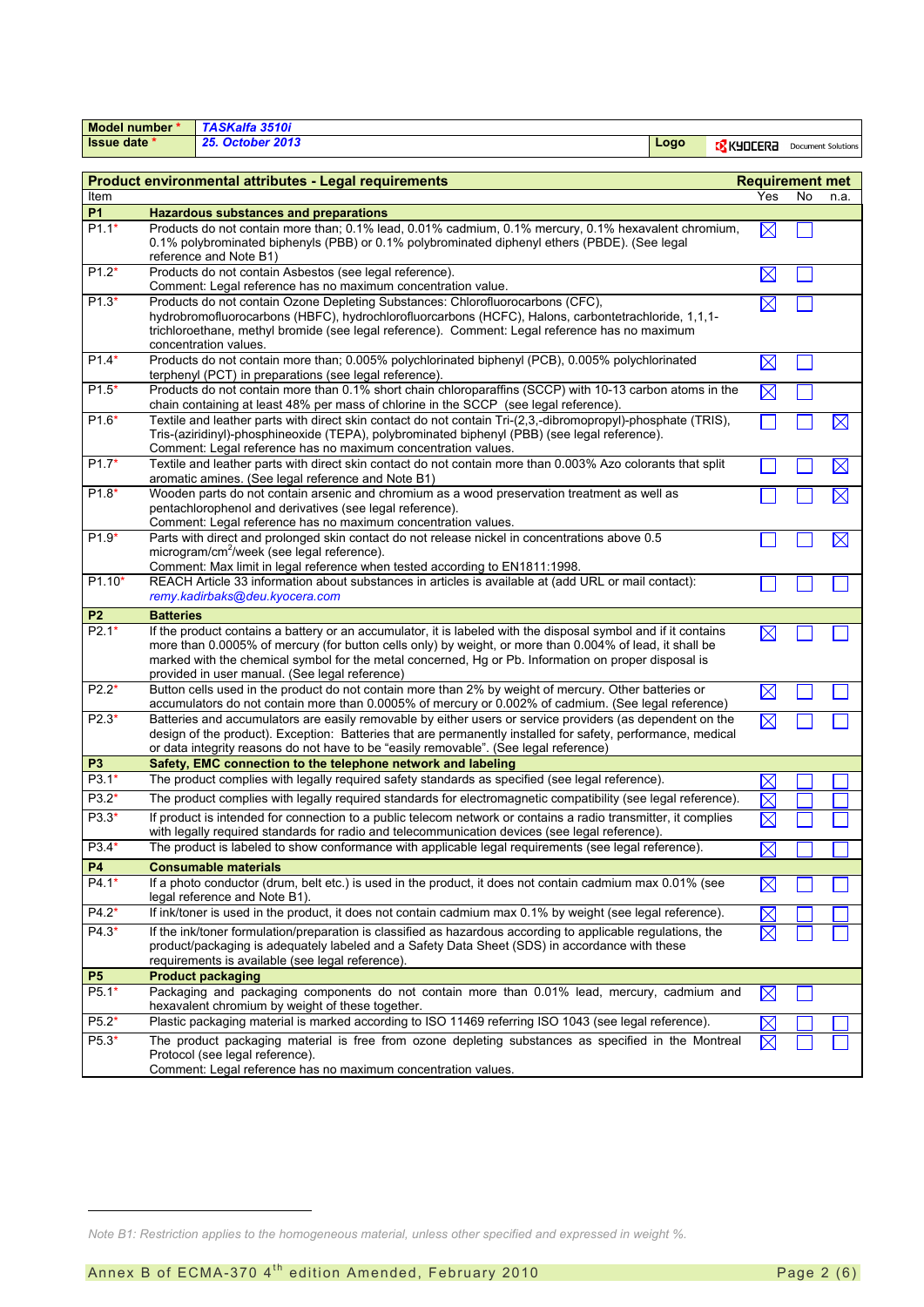| Model number * | TASKalfa 3510i | | |
|---|---|---|---|
| Issue date * | 25. October 2013 | Logo | KYOCERA Document Solutions |

| Item | Product environmental attributes - Legal requirements | Requirement met: Yes | No | n.a. |
|---|---|---|---|---|
| **P1** | **Hazardous substances and preparations** | | | |
| P1.1* | Products do not contain more than; 0.1% lead, 0.01% cadmium, 0.1% mercury, 0.1% hexavalent chromium, 0.1% polybrominated biphenyls (PBB) or 0.1% polybrominated diphenyl ethers (PBDE). (See legal reference and Note B1) | ☒ | ☐ | |
| P1.2* | Products do not contain Asbestos (see legal reference). Comment: Legal reference has no maximum concentration value. | ☒ | ☐ | |
| P1.3* | Products do not contain Ozone Depleting Substances: Chlorofluorocarbons (CFC), hydrobromofluorocarbons (HBFC), hydrochlorofluorcarbons (HCFC), Halons, carbontetrachloride, 1,1,1-trichloroethane, methyl bromide (see legal reference). Comment: Legal reference has no maximum concentration values. | ☒ | ☐ | |
| P1.4* | Products do not contain more than; 0.005% polychlorinated biphenyl (PCB), 0.005% polychlorinated terphenyl (PCT) in preparations (see legal reference). | ☒ | ☐ | |
| P1.5* | Products do not contain more than 0.1% short chain chloroparaffins (SCCP) with 10-13 carbon atoms in the chain containing at least 48% per mass of chlorine in the SCCP (see legal reference). | ☒ | ☐ | |
| P1.6* | Textile and leather parts with direct skin contact do not contain Tri-(2,3,-dibromopropyl)-phosphate (TRIS), Tris-(aziridinyl)-phosphineoxide (TEPA), polybrominated biphenyl (PBB) (see legal reference). Comment: Legal reference has no maximum concentration values. | ☐ | ☐ | ☒ |
| P1.7* | Textile and leather parts with direct skin contact do not contain more than 0.003% Azo colorants that split aromatic amines. (See legal reference and Note B1) | ☐ | ☐ | ☒ |
| P1.8* | Wooden parts do not contain arsenic and chromium as a wood preservation treatment as well as pentachlorophenol and derivatives (see legal reference). Comment: Legal reference has no maximum concentration values. | ☐ | ☐ | ☒ |
| P1.9* | Parts with direct and prolonged skin contact do not release nickel in concentrations above 0.5 microgram/cm$^2$/week (see legal reference). Comment: Max limit in legal reference when tested according to EN1811:1998. | ☐ | ☐ | ☒ |
| P1.10* | REACH Article 33 information about substances in articles is available at (add URL or mail contact): *remy.kadirbaks@deu.kyocera.com* | ☐ | ☐ | ☐ |
| **P2** | **Batteries** | | | |
| P2.1* | If the product contains a battery or an accumulator, it is labeled with the disposal symbol and if it contains more than 0.0005% of mercury (for button cells only) by weight, or more than 0.004% of lead, it shall be marked with the chemical symbol for the metal concerned, Hg or Pb. Information on proper disposal is provided in user manual. (See legal reference) | ☒ | ☐ | ☐ |
| P2.2* | Button cells used in the product do not contain more than 2% by weight of mercury. Other batteries or accumulators do not contain more than 0.0005% of mercury or 0.002% of cadmium. (See legal reference) | ☒ | ☐ | ☐ |
| P2.3* | Batteries and accumulators are easily removable by either users or service providers (as dependent on the design of the product). Exception: Batteries that are permanently installed for safety, performance, medical or data integrity reasons do not have to be "easily removable". (See legal reference) | ☒ | ☐ | ☐ |
| **P3** | **Safety, EMC connection to the telephone network and labeling** | | | |
| P3.1* | The product complies with legally required safety standards as specified (see legal reference). | ☒ | ☐ | ☐ |
| P3.2* | The product complies with legally required standards for electromagnetic compatibility (see legal reference). | ☒ | ☐ | ☐ |
| P3.3* | If product is intended for connection to a public telecom network or contains a radio transmitter, it complies with legally required standards for radio and telecommunication devices (see legal reference). | ☒ | ☐ | ☐ |
| P3.4* | The product is labeled to show conformance with applicable legal requirements (see legal reference). | ☒ | ☐ | ☐ |
| **P4** | **Consumable materials** | | | |
| P4.1* | If a photo conductor (drum, belt etc.) is used in the product, it does not contain cadmium max 0.01% (see legal reference and Note B1). | ☒ | ☐ | ☐ |
| P4.2* | If ink/toner is used in the product, it does not contain cadmium max 0.1% by weight (see legal reference). | ☒ | ☐ | ☐ |
| P4.3* | If the ink/toner formulation/preparation is classified as hazardous according to applicable regulations, the product/packaging is adequately labeled and a Safety Data Sheet (SDS) in accordance with these requirements is available (see legal reference). | ☒ | ☐ | ☐ |
| **P5** | **Product packaging** | | | |
| P5.1* | Packaging and packaging components do not contain more than 0.01% lead, mercury, cadmium and hexavalent chromium by weight of these together. | ☒ | ☐ | |
| P5.2* | Plastic packaging material is marked according to ISO 11469 referring ISO 1043 (see legal reference). | ☒ | ☐ | ☐ |
| P5.3* | The product packaging material is free from ozone depleting substances as specified in the Montreal Protocol (see legal reference). Comment: Legal reference has no maximum concentration values. | ☒ | ☐ | ☐ |

*Note B1: Restriction applies to the homogeneous material, unless other specified and expressed in weight %.*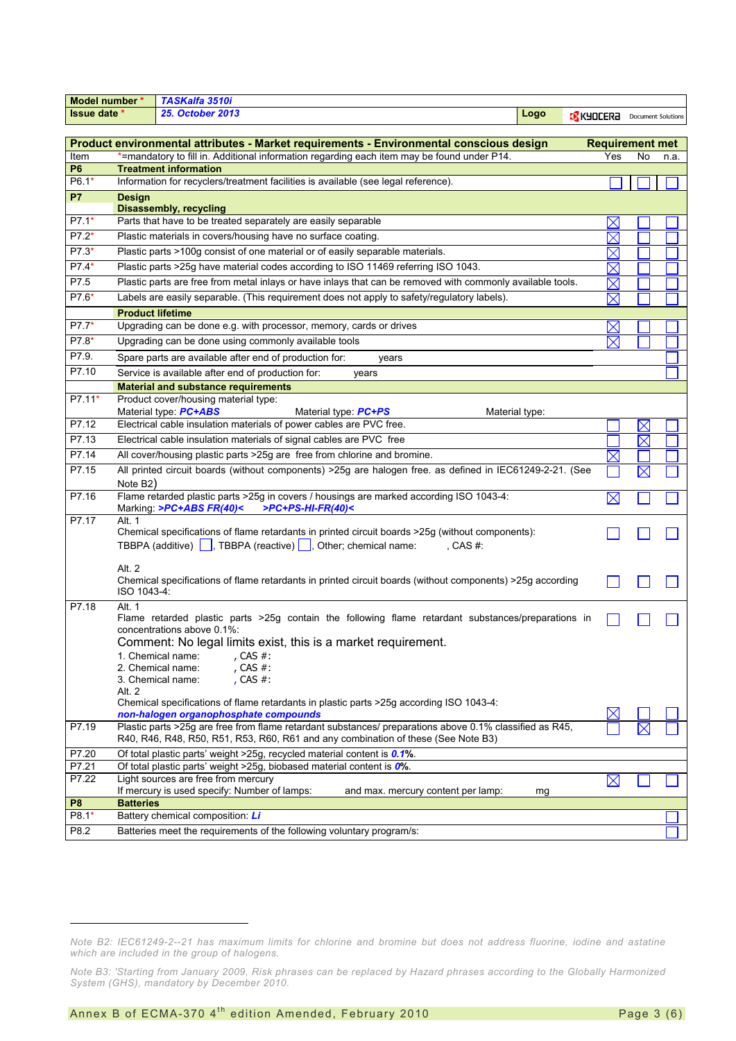| Model number * | TASKalfa 3510i | | |
|---|---|---|---|
| Issue date * | 25. October 2013 | Logo | KYOCERA Document Solutions |

| Item | Product environmental attributes - Market requirements - Environmental conscious design | Yes | No | n.a. |
|---|---|---|---|---|
| | *=mandatory to fill in. Additional information regarding each item may be found under P14. | | | |
| **P6** | **Treatment information** | | | |
| P6.1* | Information for recyclers/treatment facilities is available (see legal reference). | ☐ | ☐ | ☐ |
| **P7** | **Design** **Disassembly, recycling** | | | |
| P7.1* | Parts that have to be treated separately are easily separable | ☒ | ☐ | ☐ |
| P7.2* | Plastic materials in covers/housing have no surface coating. | ☒ | ☐ | ☐ |
| P7.3* | Plastic parts >100g consist of one material or of easily separable materials. | ☒ | ☐ | ☐ |
| P7.4* | Plastic parts >25g have material codes according to ISO 11469 referring ISO 1043. | ☒ | ☐ | ☐ |
| P7.5 | Plastic parts are free from metal inlays or have inlays that can be removed with commonly available tools. | ☒ | ☐ | ☐ |
| P7.6* | Labels are easily separable. (This requirement does not apply to safety/regulatory labels). | ☒ | ☐ | ☐ |
| | **Product lifetime** | | | |
| P7.7* | Upgrading can be done e.g. with processor, memory, cards or drives | ☒ | ☐ | ☐ |
| P7.8* | Upgrading can be done using commonly available tools | ☒ | ☐ | ☐ |
| P7.9. | Spare parts are available after end of production for: years | | | ☐ |
| P7.10 | Service is available after end of production for: years | | | ☐ |
| | **Material and substance requirements** | | | |
| P7.11* | Product cover/housing material type: Material type: *PC+ABS* Material type: *PC+PS* Material type: | | | |
| P7.12 | Electrical cable insulation materials of power cables are PVC free. | ☐ | ☒ | ☐ |
| P7.13 | Electrical cable insulation materials of signal cables are PVC free | ☐ | ☒ | ☐ |
| P7.14 | All cover/housing plastic parts >25g are free from chlorine and bromine. | ☒ | ☐ | ☐ |
| P7.15 | All printed circuit boards (without components) >25g are halogen free. as defined in IEC61249-2-21. (See Note B2) | ☐ | ☒ | ☐ |
| P7.16 | Flame retarded plastic parts >25g in covers / housings are marked according ISO 1043-4: Marking: *>PC+ABS FR(40)<* *>PC+PS-HI-FR(40)<* | ☒ | ☐ | ☐ |
| P7.17 | Alt. 1 Chemical specifications of flame retardants in printed circuit boards >25g (without components): TBBPA (additive) ☐, TBBPA (reactive) ☐, Other; chemical name: , CAS #: | ☐ | ☐ | ☐ |
| | Alt. 2 Chemical specifications of flame retardants in printed circuit boards (without components) >25g according ISO 1043-4: | ☐ | ☐ | ☐ |
| P7.18 | Alt. 1 Flame retarded plastic parts >25g contain the following flame retardant substances/preparations in concentrations above 0.1%: Comment: No legal limits exist, this is a market requirement. 1. Chemical name: , CAS #: 2. Chemical name: , CAS #: 3. Chemical name: , CAS #: | ☐ | ☐ | ☐ |
| | Alt. 2 Chemical specifications of flame retardants in plastic parts >25g according ISO 1043-4: *non-halogen organophosphate compounds* | ☒ | ☐ | ☐ |
| P7.19 | Plastic parts >25g are free from flame retardant substances/ preparations above 0.1% classified as R45, R40, R46, R48, R50, R51, R53, R60, R61 and any combination of these (See Note B3) | ☐ | ☒ | ☐ |
| P7.20 | Of total plastic parts' weight >25g, recycled material content is ***0.1***%. | | | |
| P7.21 | Of total plastic parts' weight >25g, biobased material content is ***0***%. | | | |
| P7.22 | Light sources are free from mercury If mercury is used specify: Number of lamps: and max. mercury content per lamp: mg | ☒ | ☐ | ☐ |
| **P8** | **Batteries** | | | |
| P8.1* | Battery chemical composition: ***Li*** | | | ☐ |
| P8.2 | Batteries meet the requirements of the following voluntary program/s: | | | ☐ |

*Note B2: IEC61249-2--21 has maximum limits for chlorine and bromine but does not address fluorine, iodine and astatine which are included in the group of halogens.*

*Note B3: 'Starting from January 2009, Risk phrases can be replaced by Hazard phrases according to the Globally Harmonized System (GHS), mandatory by December 2010.*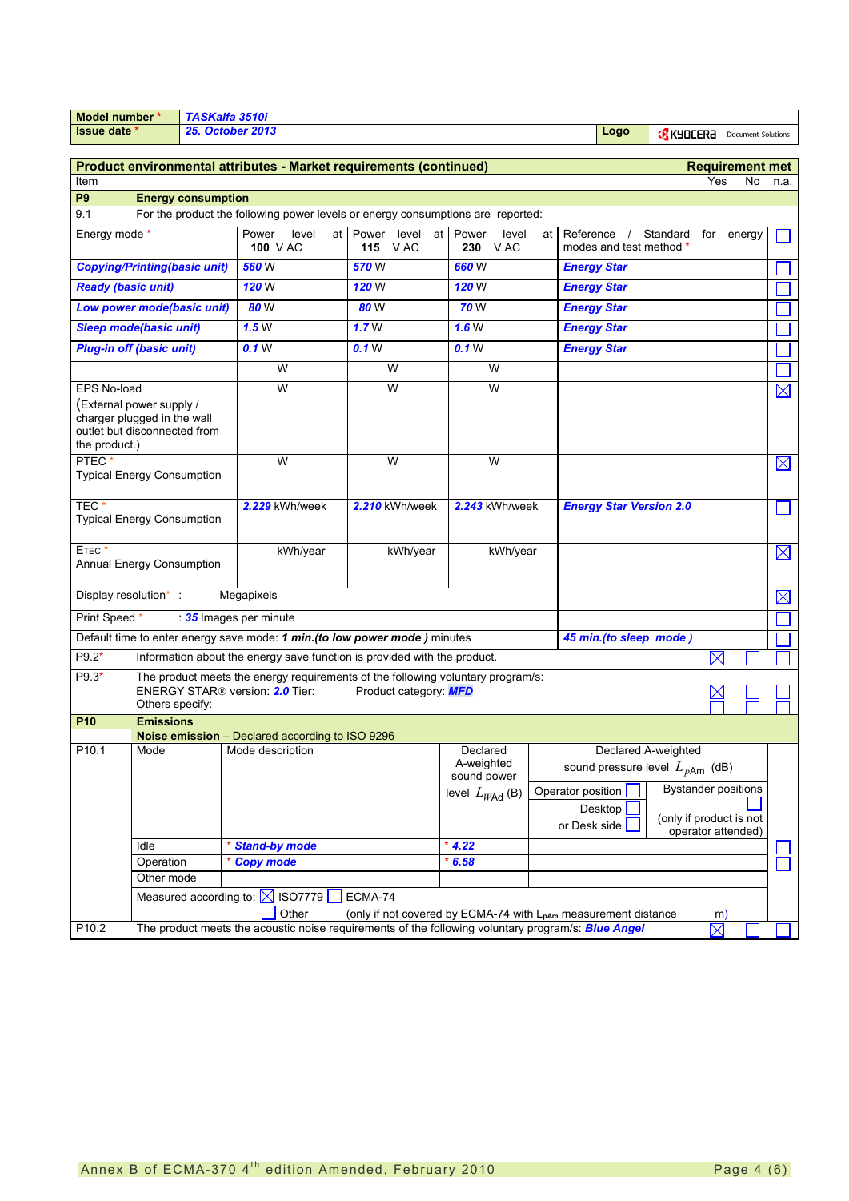| Model number * | *TASKalfa 3510i* | | |
|---|---|---|---|
| Issue date * | *25. October 2013* | Logo | KYOCERA Document Solutions |

## Product environmental attributes - Market requirements (continued)

| Item | | | | | Requirement met (Yes / No / n.a.) |
|---|---|---|---|---|---|
| **P9** | **Energy consumption** | | | | |
| 9.1 | For the product the following power levels or energy consumptions are reported: | | | | |
| Energy mode * | Power level at **100** V AC | Power level at **115** V AC | Power level at **230** V AC | Reference / Standard for energy modes and test method * | ☐ |
| ***Copying/Printing(basic unit)*** | ***560*** W | ***570*** W | ***660*** W | ***Energy Star*** | ☐ |
| ***Ready (basic unit)*** | ***120*** W | ***120*** W | ***120*** W | ***Energy Star*** | ☐ |
| ***Low power mode(basic unit)*** | ***80*** W | ***80*** W | ***70*** W | ***Energy Star*** | ☐ |
| ***Sleep mode(basic unit)*** | ***1.5*** W | ***1.7*** W | ***1.6*** W | ***Energy Star*** | ☐ |
| ***Plug-in off (basic unit)*** | ***0.1*** W | ***0.1*** W | ***0.1*** W | ***Energy Star*** | ☐ |
| | W | W | W | | ☐ |
| EPS No-load (External power supply / charger plugged in the wall outlet but disconnected from the product.) | W | W | W | | ☒ |
| PTEC * Typical Energy Consumption | W | W | W | | ☒ |
| TEC * Typical Energy Consumption | ***2.229*** kWh/week | ***2.210*** kWh/week | ***2.243*** kWh/week | ***Energy Star Version 2.0*** | ☐ |
| ETEC * Annual Energy Consumption | kWh/year | kWh/year | kWh/year | | ☒ |
| Display resolution* : Megapixels | | | | | ☒ |
| Print Speed * : ***35*** Images per minute | | | | | ☐ |
| Default time to enter energy save mode: ***1 min.(to low power mode )*** minutes | | | | ***45 min.(to sleep mode )*** | ☐ |
| P9.2* | Information about the energy save function is provided with the product. | | | | Yes ☒ No ☐ n.a. ☐ |
| P9.3* | The product meets the energy requirements of the following voluntary program/s: ENERGY STAR® version: ***2.0*** Tier: Product category: ***MFD*** Others specify: | | | | Yes ☒ No ☐ n.a. ☐ |
| **P10** | **Emissions** | | | | |

**Noise emission** – Declared according to ISO 9296

| P10.1 | Mode | Mode description | Declared A-weighted sound power level $L_{WAd}$ (B) | Declared A-weighted sound pressure level $L_{pAm}$ (dB): Operator position ☐ Desktop ☐ or Desk side ☐ | Bystander positions ☐ (only if product is not operator attended) | |
|---|---|---|---|---|---|---|
| | Idle | * ***Stand-by mode*** | * ***4.22*** | | | ☐ |
| | Operation | * ***Copy mode*** | * ***6.58*** | | | ☐ |
| | Other mode | | | | | |
| | Measured according to: ☒ ISO7779 ☐ ECMA-74 ☐ Other (only if not covered by ECMA-74 with $L_{pAm}$ measurement distance m) | | | | | |
| P10.2 | The product meets the acoustic noise requirements of the following voluntary program/s: ***Blue Angel*** | | | | | Yes ☒ No ☐ n.a. ☐ |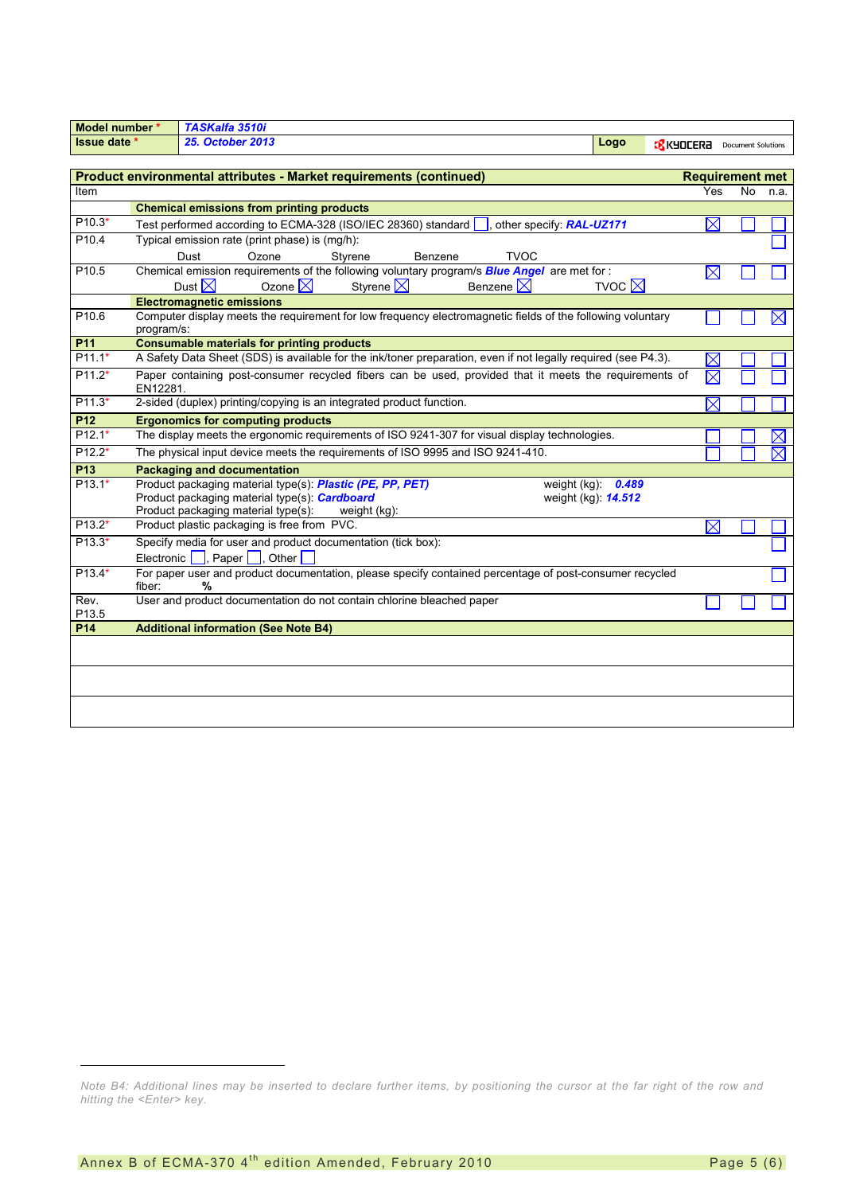| Model number * | *TASKalfa 3510i* | | |
|---|---|---|---|
| Issue date * | *25. October 2013* | Logo | KYOCERA Document Solutions |

| Item | Product environmental attributes - Market requirements (continued) | Yes | No | n.a. |
|---|---|---|---|---|
| | **Chemical emissions from printing products** | | | |
| P10.3* | Test performed according to ECMA-328 (ISO/IEC 28360) standard ☐, other specify: ***RAL-UZ171*** | ☒ | ☐ | ☐ |
| P10.4 | Typical emission rate (print phase) is (mg/h): Dust Ozone Styrene Benzene TVOC | | | ☐ |
| P10.5 | Chemical emission requirements of the following voluntary program/s ***Blue Angel*** are met for : Dust ☒ Ozone ☒ Styrene ☒ Benzene ☒ TVOC ☒ | ☒ | ☐ | ☐ |
| | **Electromagnetic emissions** | | | |
| P10.6 | Computer display meets the requirement for low frequency electromagnetic fields of the following voluntary program/s: | ☐ | ☐ | ☒ |
| **P11** | **Consumable materials for printing products** | | | |
| P11.1* | A Safety Data Sheet (SDS) is available for the ink/toner preparation, even if not legally required (see P4.3). | ☒ | ☐ | ☐ |
| P11.2* | Paper containing post-consumer recycled fibers can be used, provided that it meets the requirements of EN12281. | ☒ | ☐ | ☐ |
| P11.3* | 2-sided (duplex) printing/copying is an integrated product function. | ☒ | ☐ | ☐ |
| **P12** | **Ergonomics for computing products** | | | |
| P12.1* | The display meets the ergonomic requirements of ISO 9241-307 for visual display technologies. | ☐ | ☐ | ☒ |
| P12.2* | The physical input device meets the requirements of ISO 9995 and ISO 9241-410. | ☐ | ☐ | ☒ |
| **P13** | **Packaging and documentation** | | | |
| P13.1* | Product packaging material type(s): ***Plastic (PE, PP, PET)*** weight (kg): ***0.489***<br>Product packaging material type(s): ***Cardboard*** weight (kg): ***14.512***<br>Product packaging material type(s): weight (kg): | | | |
| P13.2* | Product plastic packaging is free from PVC. | ☒ | ☐ | ☐ |
| P13.3* | Specify media for user and product documentation (tick box): Electronic ☐, Paper ☐, Other ☐ | | | ☐ |
| P13.4* | For paper user and product documentation, please specify contained percentage of post-consumer recycled fiber: % | | | ☐ |
| Rev. P13.5 | User and product documentation do not contain chlorine bleached paper | ☐ | ☐ | ☐ |
| **P14** | **Additional information (See Note B4)** | | | |
| | | | | |
| | | | | |
| | | | | |

*Note B4: Additional lines may be inserted to declare further items, by positioning the cursor at the far right of the row and hitting the <Enter> key.*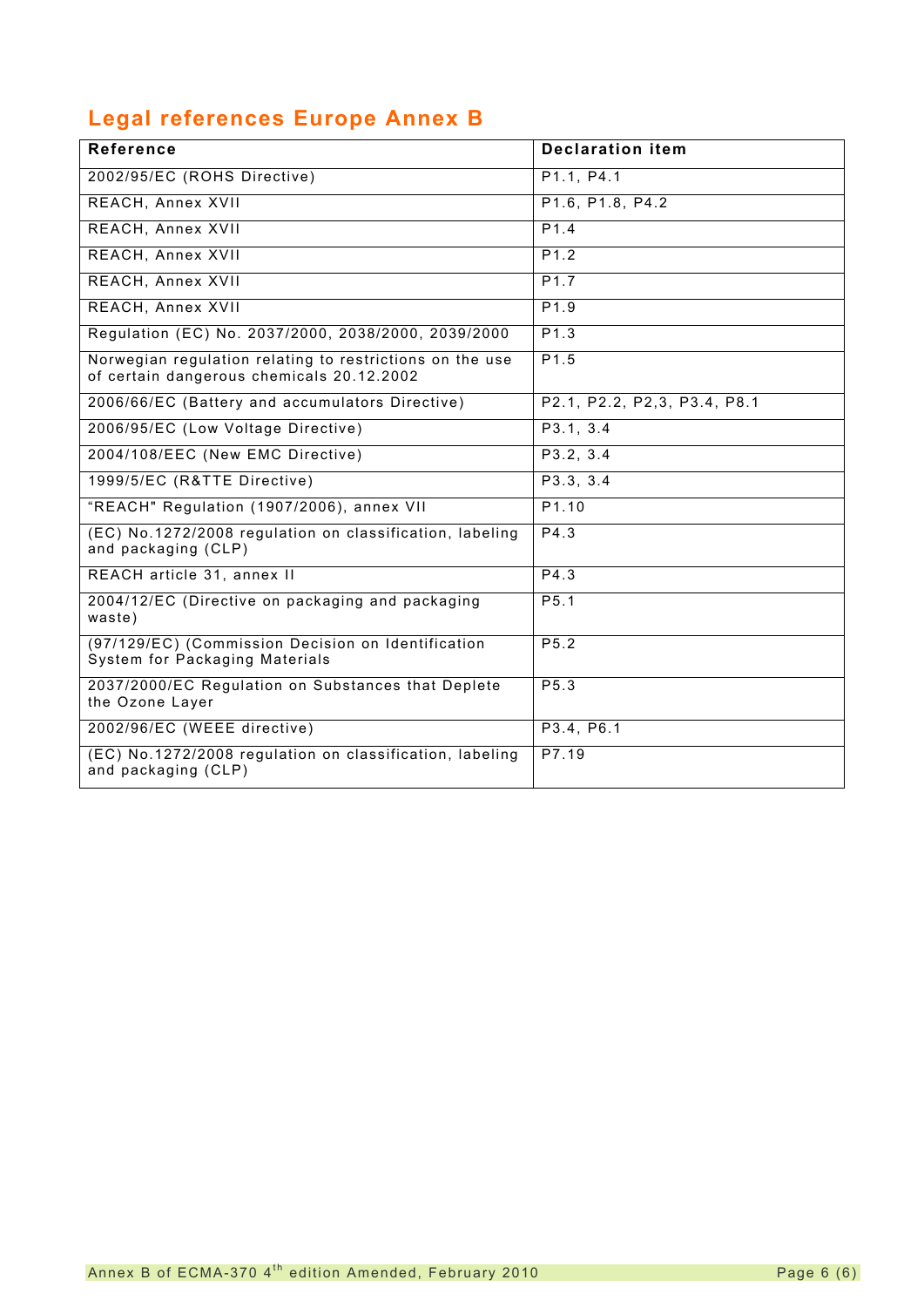## Legal references Europe Annex B

| Reference | Declaration item |
|---|---|
| 2002/95/EC (ROHS Directive) | P1.1, P4.1 |
| REACH, Annex XVII | P1.6, P1.8, P4.2 |
| REACH, Annex XVII | P1.4 |
| REACH, Annex XVII | P1.2 |
| REACH, Annex XVII | P1.7 |
| REACH, Annex XVII | P1.9 |
| Regulation (EC) No. 2037/2000, 2038/2000, 2039/2000 | P1.3 |
| Norwegian regulation relating to restrictions on the use of certain dangerous chemicals 20.12.2002 | P1.5 |
| 2006/66/EC (Battery and accumulators Directive) | P2.1, P2.2, P2,3, P3.4, P8.1 |
| 2006/95/EC (Low Voltage Directive) | P3.1, 3.4 |
| 2004/108/EEC (New EMC Directive) | P3.2, 3.4 |
| 1999/5/EC (R&TTE Directive) | P3.3, 3.4 |
| "REACH" Regulation (1907/2006), annex VII | P1.10 |
| (EC) No.1272/2008 regulation on classification, labeling and packaging (CLP) | P4.3 |
| REACH article 31, annex II | P4.3 |
| 2004/12/EC (Directive on packaging and packaging waste) | P5.1 |
| (97/129/EC) (Commission Decision on Identification System for Packaging Materials | P5.2 |
| 2037/2000/EC Regulation on Substances that Deplete the Ozone Layer | P5.3 |
| 2002/96/EC (WEEE directive) | P3.4, P6.1 |
| (EC) No.1272/2008 regulation on classification, labeling and packaging (CLP) | P7.19 |